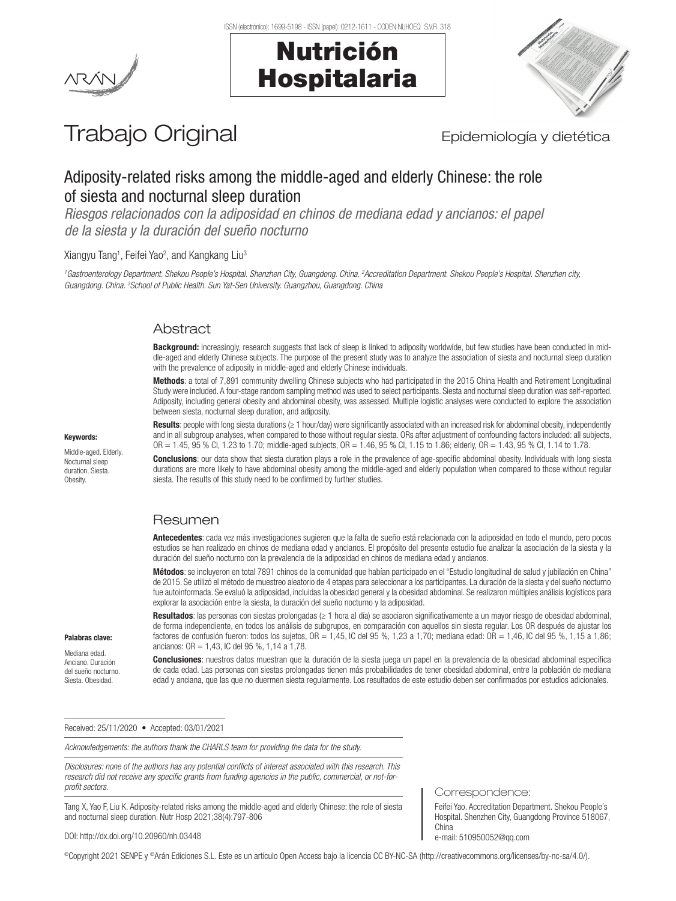ISSN (electrónico): 1699-5198 - ISSN (papel): 0212-1611 - CODEN NUHOEQ S.V.R. 318

# Nutrición Hospitalaria

Trabajo Original

Epidemiología y dietética

# Adiposity-related risks among the middle-aged and elderly Chinese: the role of siesta and nocturnal sleep duration

*Riesgos relacionados con la adiposidad en chinos de mediana edad y ancianos: el papel de la siesta y la duración del sueño nocturno*

Xiangyu Tang[1], Feifei Yao[2], and Kangkang Liu[3]

*[1]Gastroenterology Department. Shekou People's Hospital. Shenzhen City, Guangdong. China. [2]Accreditation Department. Shekou People's Hospital. Shenzhen city, Guangdong. China. [3]School of Public Health. Sun Yat-Sen University. Guangzhou, Guangdong. China*

## Abstract

**Background:** increasingly, research suggests that lack of sleep is linked to adiposity worldwide, but few studies have been conducted in middle-aged and elderly Chinese subjects. The purpose of the present study was to analyze the association of siesta and nocturnal sleep duration with the prevalence of adiposity in middle-aged and elderly Chinese individuals.

**Methods**: a total of 7,891 community dwelling Chinese subjects who had participated in the 2015 China Health and Retirement Longitudinal Study were included. A four-stage random sampling method was used to select participants. Siesta and nocturnal sleep duration was self-reported. Adiposity, including general obesity and abdominal obesity, was assessed. Multiple logistic analyses were conducted to explore the association between siesta, nocturnal sleep duration, and adiposity.

**Results**: people with long siesta durations (≥ 1 hour/day) were significantly associated with an increased risk for abdominal obesity, independently and in all subgroup analyses, when compared to those without regular siesta. ORs after adjustment of confounding factors included: all subjects, OR = 1.45, 95 % CI, 1.23 to 1.70; middle-aged subjects, OR = 1.46, 95 % CI, 1.15 to 1.86; elderly, OR = 1.43, 95 % CI, 1.14 to 1.78.

**Conclusions**: our data show that siesta duration plays a role in the prevalence of age-specific abdominal obesity. Individuals with long siesta durations are more likely to have abdominal obesity among the middle-aged and elderly population when compared to those without regular siesta. The results of this study need to be confirmed by further studies.

**Keywords:**

Middle-aged. Elderly. Nocturnal sleep duration. Siesta. Obesity.

## Resumen

**Antecedentes**: cada vez más investigaciones sugieren que la falta de sueño está relacionada con la adiposidad en todo el mundo, pero pocos estudios se han realizado en chinos de mediana edad y ancianos. El propósito del presente estudio fue analizar la asociación de la siesta y la duración del sueño nocturno con la prevalencia de la adiposidad en chinos de mediana edad y ancianos.

**Métodos**: se incluyeron en total 7891 chinos de la comunidad que habían participado en el "Estudio longitudinal de salud y jubilación en China" de 2015. Se utilizó el método de muestreo aleatorio de 4 etapas para seleccionar a los participantes. La duración de la siesta y del sueño nocturno fue autoinformada. Se evaluó la adiposidad, incluidas la obesidad general y la obesidad abdominal. Se realizaron múltiples análisis logísticos para explorar la asociación entre la siesta, la duración del sueño nocturno y la adiposidad.

**Resultados**: las personas con siestas prolongadas (≥ 1 hora al día) se asociaron significativamente a un mayor riesgo de obesidad abdominal, de forma independiente, en todos los análisis de subgrupos, en comparación con aquellos sin siesta regular. Los OR después de ajustar los factores de confusión fueron: todos los sujetos, OR = 1,45, IC del 95 %, 1,23 a 1,70; mediana edad: OR = 1,46, IC del 95 %, 1,15 a 1,86; ancianos: OR = 1,43, IC del 95 %, 1,14 a 1,78.

**Conclusiones**: nuestros datos muestran que la duración de la siesta juega un papel en la prevalencia de la obesidad abdominal específica de cada edad. Las personas con siestas prolongadas tienen más probabilidades de tener obesidad abdominal, entre la población de mediana edad y anciana, que las que no duermen siesta regularmente. Los resultados de este estudio deben ser confirmados por estudios adicionales.

**Palabras clave:**

Mediana edad. Anciano. Duración del sueño nocturno. Siesta. Obesidad.

Received: 25/11/2020 • Accepted: 03/01/2021

*Acknowledgements: the authors thank the CHARLS team for providing the data for the study.*

*Disclosures: none of the authors has any potential conflicts of interest associated with this research. This research did not receive any specific grants from funding agencies in the public, commercial, or not-for-profit sectors.*

Tang X, Yao F, Liu K. Adiposity-related risks among the middle-aged and elderly Chinese: the role of siesta and nocturnal sleep duration. Nutr Hosp 2021;38(4):797-806

DOI: http://dx.doi.org/10.20960/nh.03448

Correspondence:

Feifei Yao. Accreditation Department. Shekou People's Hospital. Shenzhen City, Guangdong Province 518067, China
e-mail: 510950052@qq.com

©Copyright 2021 SENPE y ©Arán Ediciones S.L. Este es un artículo Open Access bajo la licencia CC BY-NC-SA (http://creativecommons.org/licenses/by-nc-sa/4.0/).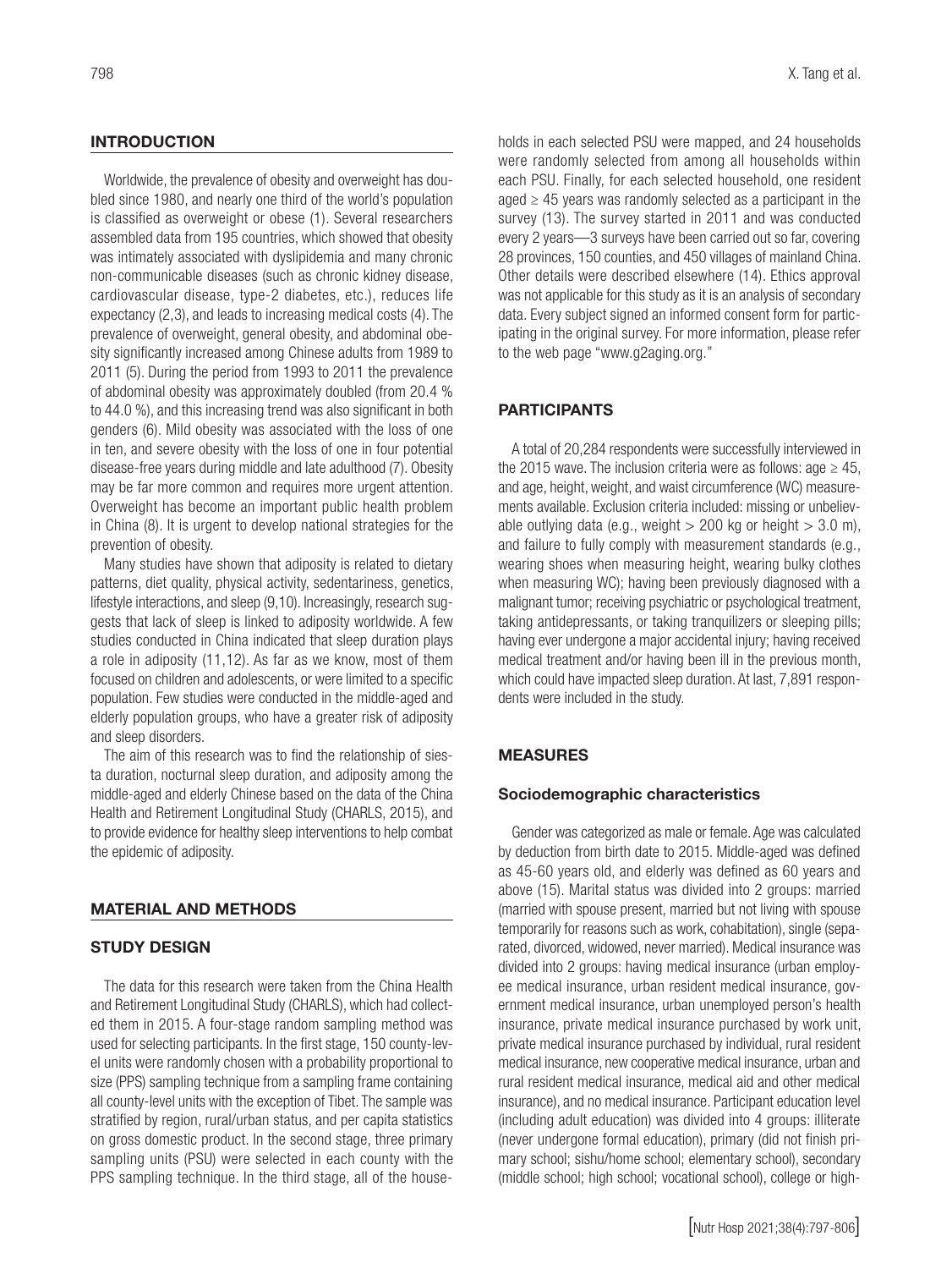## INTRODUCTION

Worldwide, the prevalence of obesity and overweight has doubled since 1980, and nearly one third of the world's population is classified as overweight or obese (1). Several researchers assembled data from 195 countries, which showed that obesity was intimately associated with dyslipidemia and many chronic non-communicable diseases (such as chronic kidney disease, cardiovascular disease, type-2 diabetes, etc.), reduces life expectancy (2,3), and leads to increasing medical costs (4). The prevalence of overweight, general obesity, and abdominal obesity significantly increased among Chinese adults from 1989 to 2011 (5). During the period from 1993 to 2011 the prevalence of abdominal obesity was approximately doubled (from 20.4 % to 44.0 %), and this increasing trend was also significant in both genders (6). Mild obesity was associated with the loss of one in ten, and severe obesity with the loss of one in four potential disease-free years during middle and late adulthood (7). Obesity may be far more common and requires more urgent attention. Overweight has become an important public health problem in China (8). It is urgent to develop national strategies for the prevention of obesity.

Many studies have shown that adiposity is related to dietary patterns, diet quality, physical activity, sedentariness, genetics, lifestyle interactions, and sleep (9,10). Increasingly, research suggests that lack of sleep is linked to adiposity worldwide. A few studies conducted in China indicated that sleep duration plays a role in adiposity (11,12). As far as we know, most of them focused on children and adolescents, or were limited to a specific population. Few studies were conducted in the middle-aged and elderly population groups, who have a greater risk of adiposity and sleep disorders.

The aim of this research was to find the relationship of siesta duration, nocturnal sleep duration, and adiposity among the middle-aged and elderly Chinese based on the data of the China Health and Retirement Longitudinal Study (CHARLS, 2015), and to provide evidence for healthy sleep interventions to help combat the epidemic of adiposity.

## MATERIAL AND METHODS

### STUDY DESIGN

The data for this research were taken from the China Health and Retirement Longitudinal Study (CHARLS), which had collected them in 2015. A four-stage random sampling method was used for selecting participants. In the first stage, 150 county-level units were randomly chosen with a probability proportional to size (PPS) sampling technique from a sampling frame containing all county-level units with the exception of Tibet. The sample was stratified by region, rural/urban status, and per capita statistics on gross domestic product. In the second stage, three primary sampling units (PSU) were selected in each county with the PPS sampling technique. In the third stage, all of the households in each selected PSU were mapped, and 24 households were randomly selected from among all households within each PSU. Finally, for each selected household, one resident aged ≥ 45 years was randomly selected as a participant in the survey (13). The survey started in 2011 and was conducted every 2 years—3 surveys have been carried out so far, covering 28 provinces, 150 counties, and 450 villages of mainland China. Other details were described elsewhere (14). Ethics approval was not applicable for this study as it is an analysis of secondary data. Every subject signed an informed consent form for participating in the original survey. For more information, please refer to the web page "www.g2aging.org."

### PARTICIPANTS

A total of 20,284 respondents were successfully interviewed in the 2015 wave. The inclusion criteria were as follows: age ≥ 45, and age, height, weight, and waist circumference (WC) measurements available. Exclusion criteria included: missing or unbelievable outlying data (e.g., weight > 200 kg or height > 3.0 m), and failure to fully comply with measurement standards (e.g., wearing shoes when measuring height, wearing bulky clothes when measuring WC); having been previously diagnosed with a malignant tumor; receiving psychiatric or psychological treatment, taking antidepressants, or taking tranquilizers or sleeping pills; having ever undergone a major accidental injury; having received medical treatment and/or having been ill in the previous month, which could have impacted sleep duration. At last, 7,891 respondents were included in the study.

### MEASURES

#### Sociodemographic characteristics

Gender was categorized as male or female. Age was calculated by deduction from birth date to 2015. Middle-aged was defined as 45-60 years old, and elderly was defined as 60 years and above (15). Marital status was divided into 2 groups: married (married with spouse present, married but not living with spouse temporarily for reasons such as work, cohabitation), single (separated, divorced, widowed, never married). Medical insurance was divided into 2 groups: having medical insurance (urban employee medical insurance, urban resident medical insurance, government medical insurance, urban unemployed person's health insurance, private medical insurance purchased by work unit, private medical insurance purchased by individual, rural resident medical insurance, new cooperative medical insurance, urban and rural resident medical insurance, medical aid and other medical insurance), and no medical insurance. Participant education level (including adult education) was divided into 4 groups: illiterate (never undergone formal education), primary (did not finish primary school; sishu/home school; elementary school), secondary (middle school; high school; vocational school), college or high-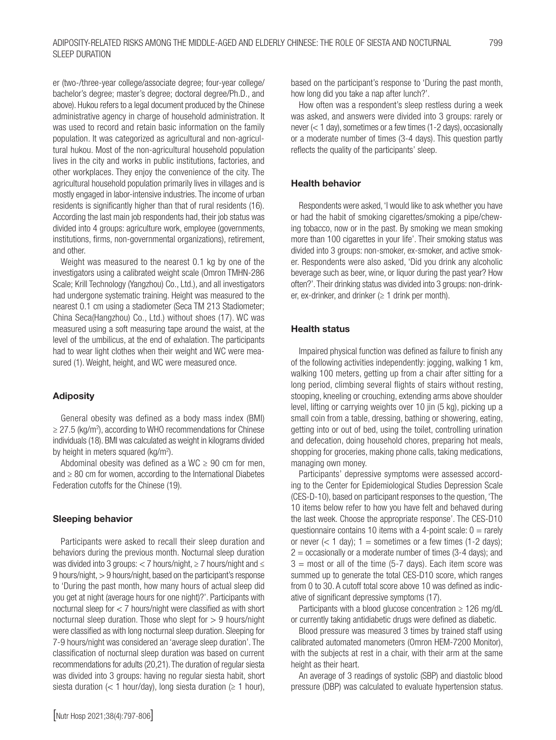er (two-/three-year college/associate degree; four-year college/bachelor's degree; master's degree; doctoral degree/Ph.D., and above). Hukou refers to a legal document produced by the Chinese administrative agency in charge of household administration. It was used to record and retain basic information on the family population. It was categorized as agricultural and non-agricultural hukou. Most of the non-agricultural household population lives in the city and works in public institutions, factories, and other workplaces. They enjoy the convenience of the city. The agricultural household population primarily lives in villages and is mostly engaged in labor-intensive industries. The income of urban residents is significantly higher than that of rural residents (16). According the last main job respondents had, their job status was divided into 4 groups: agriculture work, employee (governments, institutions, firms, non-governmental organizations), retirement, and other.

Weight was measured to the nearest 0.1 kg by one of the investigators using a calibrated weight scale (Omron TMHN-286 Scale; Krill Technology (Yangzhou) Co., Ltd.), and all investigators had undergone systematic training. Height was measured to the nearest 0.1 cm using a stadiometer (Seca TM 213 Stadiometer; China Seca(Hangzhou) Co., Ltd.) without shoes (17). WC was measured using a soft measuring tape around the waist, at the level of the umbilicus, at the end of exhalation. The participants had to wear light clothes when their weight and WC were measured (1). Weight, height, and WC were measured once.

### Adiposity

General obesity was defined as a body mass index (BMI) ≥ 27.5 (kg/m$^2$), according to WHO recommendations for Chinese individuals (18). BMI was calculated as weight in kilograms divided by height in meters squared (kg/m$^2$).

Abdominal obesity was defined as a WC ≥ 90 cm for men, and ≥ 80 cm for women, according to the International Diabetes Federation cutoffs for the Chinese (19).

### Sleeping behavior

Participants were asked to recall their sleep duration and behaviors during the previous month. Nocturnal sleep duration was divided into 3 groups: < 7 hours/night, ≥ 7 hours/night and ≤ 9 hours/night, > 9 hours/night, based on the participant's response to 'During the past month, how many hours of actual sleep did you get at night (average hours for one night)?'. Participants with nocturnal sleep for < 7 hours/night were classified as with short nocturnal sleep duration. Those who slept for > 9 hours/night were classified as with long nocturnal sleep duration. Sleeping for 7-9 hours/night was considered an 'average sleep duration'. The classification of nocturnal sleep duration was based on current recommendations for adults (20,21). The duration of regular siesta was divided into 3 groups: having no regular siesta habit, short siesta duration (< 1 hour/day), long siesta duration (≥ 1 hour), based on the participant's response to 'During the past month, how long did you take a nap after lunch?'.

How often was a respondent's sleep restless during a week was asked, and answers were divided into 3 groups: rarely or never (< 1 day), sometimes or a few times (1-2 days), occasionally or a moderate number of times (3-4 days). This question partly reflects the quality of the participants' sleep.

### Health behavior

Respondents were asked, 'I would like to ask whether you have or had the habit of smoking cigarettes/smoking a pipe/chewing tobacco, now or in the past. By smoking we mean smoking more than 100 cigarettes in your life'. Their smoking status was divided into 3 groups: non-smoker, ex-smoker, and active smoker. Respondents were also asked, 'Did you drink any alcoholic beverage such as beer, wine, or liquor during the past year? How often?'. Their drinking status was divided into 3 groups: non-drinker, ex-drinker, and drinker (≥ 1 drink per month).

### Health status

Impaired physical function was defined as failure to finish any of the following activities independently: jogging, walking 1 km, walking 100 meters, getting up from a chair after sitting for a long period, climbing several flights of stairs without resting, stooping, kneeling or crouching, extending arms above shoulder level, lifting or carrying weights over 10 jin (5 kg), picking up a small coin from a table, dressing, bathing or showering, eating, getting into or out of bed, using the toilet, controlling urination and defecation, doing household chores, preparing hot meals, shopping for groceries, making phone calls, taking medications, managing own money.

Participants' depressive symptoms were assessed according to the Center for Epidemiological Studies Depression Scale (CES-D-10), based on participant responses to the question, 'The 10 items below refer to how you have felt and behaved during the last week. Choose the appropriate response'. The CES-D10 questionnaire contains 10 items with a 4-point scale: 0 = rarely or never (< 1 day); 1 = sometimes or a few times (1-2 days); 2 = occasionally or a moderate number of times (3-4 days); and 3 = most or all of the time (5-7 days). Each item score was summed up to generate the total CES-D10 score, which ranges from 0 to 30. A cutoff total score above 10 was defined as indicative of significant depressive symptoms (17).

Participants with a blood glucose concentration ≥ 126 mg/dL or currently taking antidiabetic drugs were defined as diabetic.

Blood pressure was measured 3 times by trained staff using calibrated automated manometers (Omron HEM-7200 Monitor), with the subjects at rest in a chair, with their arm at the same height as their heart.

An average of 3 readings of systolic (SBP) and diastolic blood pressure (DBP) was calculated to evaluate hypertension status.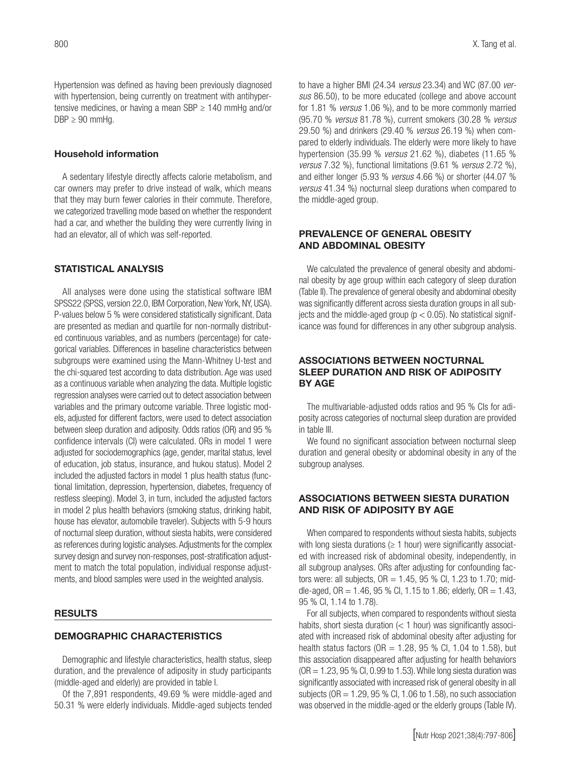Hypertension was defined as having been previously diagnosed with hypertension, being currently on treatment with antihypertensive medicines, or having a mean SBP ≥ 140 mmHg and/or DBP ≥ 90 mmHg.

### Household information

A sedentary lifestyle directly affects calorie metabolism, and car owners may prefer to drive instead of walk, which means that they may burn fewer calories in their commute. Therefore, we categorized travelling mode based on whether the respondent had a car, and whether the building they were currently living in had an elevator, all of which was self-reported.

### STATISTICAL ANALYSIS

All analyses were done using the statistical software IBM SPSS22 (SPSS, version 22.0, IBM Corporation, New York, NY, USA). P-values below 5 % were considered statistically significant. Data are presented as median and quartile for non-normally distributed continuous variables, and as numbers (percentage) for categorical variables. Differences in baseline characteristics between subgroups were examined using the Mann-Whitney U-test and the chi-squared test according to data distribution. Age was used as a continuous variable when analyzing the data. Multiple logistic regression analyses were carried out to detect association between variables and the primary outcome variable. Three logistic models, adjusted for different factors, were used to detect association between sleep duration and adiposity. Odds ratios (OR) and 95 % confidence intervals (CI) were calculated. ORs in model 1 were adjusted for sociodemographics (age, gender, marital status, level of education, job status, insurance, and hukou status). Model 2 included the adjusted factors in model 1 plus health status (functional limitation, depression, hypertension, diabetes, frequency of restless sleeping). Model 3, in turn, included the adjusted factors in model 2 plus health behaviors (smoking status, drinking habit, house has elevator, automobile traveler). Subjects with 5-9 hours of nocturnal sleep duration, without siesta habits, were considered as references during logistic analyses. Adjustments for the complex survey design and survey non-responses, post-stratification adjustment to match the total population, individual response adjustments, and blood samples were used in the weighted analysis.

## RESULTS

### DEMOGRAPHIC CHARACTERISTICS

Demographic and lifestyle characteristics, health status, sleep duration, and the prevalence of adiposity in study participants (middle-aged and elderly) are provided in table I.

Of the 7,891 respondents, 49.69 % were middle-aged and 50.31 % were elderly individuals. Middle-aged subjects tended to have a higher BMI (24.34 *versus* 23.34) and WC (87.00 *versus* 86.50), to be more educated (college and above account for 1.81 % *versus* 1.06 %), and to be more commonly married (95.70 % *versus* 81.78 %), current smokers (30.28 % *versus* 29.50 %) and drinkers (29.40 % *versus* 26.19 %) when compared to elderly individuals. The elderly were more likely to have hypertension (35.99 % *versus* 21.62 %), diabetes (11.65 % *versus* 7.32 %), functional limitations (9.61 % *versus* 2.72 %), and either longer (5.93 % *versus* 4.66 %) or shorter (44.07 % *versus* 41.34 %) nocturnal sleep durations when compared to the middle-aged group.

### PREVALENCE OF GENERAL OBESITY AND ABDOMINAL OBESITY

We calculated the prevalence of general obesity and abdominal obesity by age group within each category of sleep duration (Table II). The prevalence of general obesity and abdominal obesity was significantly different across siesta duration groups in all subjects and the middle-aged group ($p < 0.05$). No statistical significance was found for differences in any other subgroup analysis.

### ASSOCIATIONS BETWEEN NOCTURNAL SLEEP DURATION AND RISK OF ADIPOSITY BY AGE

The multivariable-adjusted odds ratios and 95 % CIs for adiposity across categories of nocturnal sleep duration are provided in table III.

We found no significant association between nocturnal sleep duration and general obesity or abdominal obesity in any of the subgroup analyses.

### ASSOCIATIONS BETWEEN SIESTA DURATION AND RISK OF ADIPOSITY BY AGE

When compared to respondents without siesta habits, subjects with long siesta durations (≥ 1 hour) were significantly associated with increased risk of abdominal obesity, independently, in all subgroup analyses. ORs after adjusting for confounding factors were: all subjects, OR = 1.45, 95 % CI, 1.23 to 1.70; middle-aged, OR = 1.46, 95 % CI, 1.15 to 1.86; elderly, OR = 1.43, 95 % CI, 1.14 to 1.78).

For all subjects, when compared to respondents without siesta habits, short siesta duration (< 1 hour) was significantly associated with increased risk of abdominal obesity after adjusting for health status factors (OR = 1.28, 95 % CI, 1.04 to 1.58), but this association disappeared after adjusting for health behaviors (OR = 1.23, 95 % CI, 0.99 to 1.53). While long siesta duration was significantly associated with increased risk of general obesity in all subjects (OR = 1.29, 95 % CI, 1.06 to 1.58), no such association was observed in the middle-aged or the elderly groups (Table IV).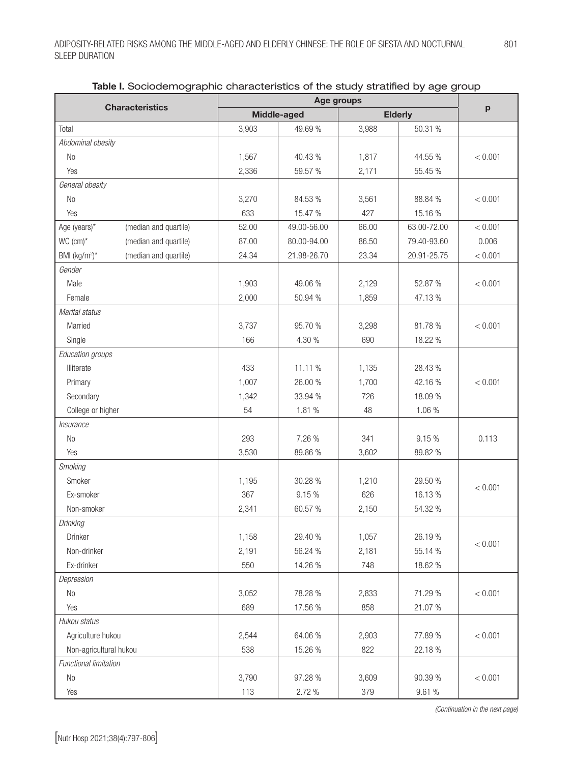**Table I.** Sociodemographic characteristics of the study stratified by age group

| Characteristics | | Age groups | | | | p |
|---|---|---|---|---|---|---|
| | | Middle-aged | | Elderly | | |
| Total | | 3,903 | 49.69 % | 3,988 | 50.31 % | |
| *Abdominal obesity* | | | | | | |
| No | | 1,567 | 40.43 % | 1,817 | 44.55 % | < 0.001 |
| Yes | | 2,336 | 59.57 % | 2,171 | 55.45 % | |
| *General obesity* | | | | | | |
| No | | 3,270 | 84.53 % | 3,561 | 88.84 % | < 0.001 |
| Yes | | 633 | 15.47 % | 427 | 15.16 % | |
| Age (years)* | (median and quartile) | 52.00 | 49.00-56.00 | 66.00 | 63.00-72.00 | < 0.001 |
| WC (cm)* | (median and quartile) | 87.00 | 80.00-94.00 | 86.50 | 79.40-93.60 | 0.006 |
| BMI ($kg/m^2$)* | (median and quartile) | 24.34 | 21.98-26.70 | 23.34 | 20.91-25.75 | < 0.001 |
| *Gender* | | | | | | |
| Male | | 1,903 | 49.06 % | 2,129 | 52.87 % | < 0.001 |
| Female | | 2,000 | 50.94 % | 1,859 | 47.13 % | |
| *Marital status* | | | | | | |
| Married | | 3,737 | 95.70 % | 3,298 | 81.78 % | < 0.001 |
| Single | | 166 | 4.30 % | 690 | 18.22 % | |
| *Education groups* | | | | | | |
| Illiterate | | 433 | 11.11 % | 1,135 | 28.43 % | < 0.001 |
| Primary | | 1,007 | 26.00 % | 1,700 | 42.16 % | |
| Secondary | | 1,342 | 33.94 % | 726 | 18.09 % | |
| College or higher | | 54 | 1.81 % | 48 | 1.06 % | |
| *Insurance* | | | | | | |
| No | | 293 | 7.26 % | 341 | 9.15 % | 0.113 |
| Yes | | 3,530 | 89.86 % | 3,602 | 89.82 % | |
| *Smoking* | | | | | | |
| Smoker | | 1,195 | 30.28 % | 1,210 | 29.50 % | < 0.001 |
| Ex-smoker | | 367 | 9.15 % | 626 | 16.13 % | |
| Non-smoker | | 2,341 | 60.57 % | 2,150 | 54.32 % | |
| *Drinking* | | | | | | |
| Drinker | | 1,158 | 29.40 % | 1,057 | 26.19 % | < 0.001 |
| Non-drinker | | 2,191 | 56.24 % | 2,181 | 55.14 % | |
| Ex-drinker | | 550 | 14.26 % | 748 | 18.62 % | |
| *Depression* | | | | | | |
| No | | 3,052 | 78.28 % | 2,833 | 71.29 % | < 0.001 |
| Yes | | 689 | 17.56 % | 858 | 21.07 % | |
| *Hukou status* | | | | | | |
| Agriculture hukou | | 2,544 | 64.06 % | 2,903 | 77.89 % | < 0.001 |
| Non-agricultural hukou | | 538 | 15.26 % | 822 | 22.18 % | |
| *Functional limitation* | | | | | | |
| No | | 3,790 | 97.28 % | 3,609 | 90.39 % | < 0.001 |
| Yes | | 113 | 2.72 % | 379 | 9.61 % | |

*(Continuation in the next page)*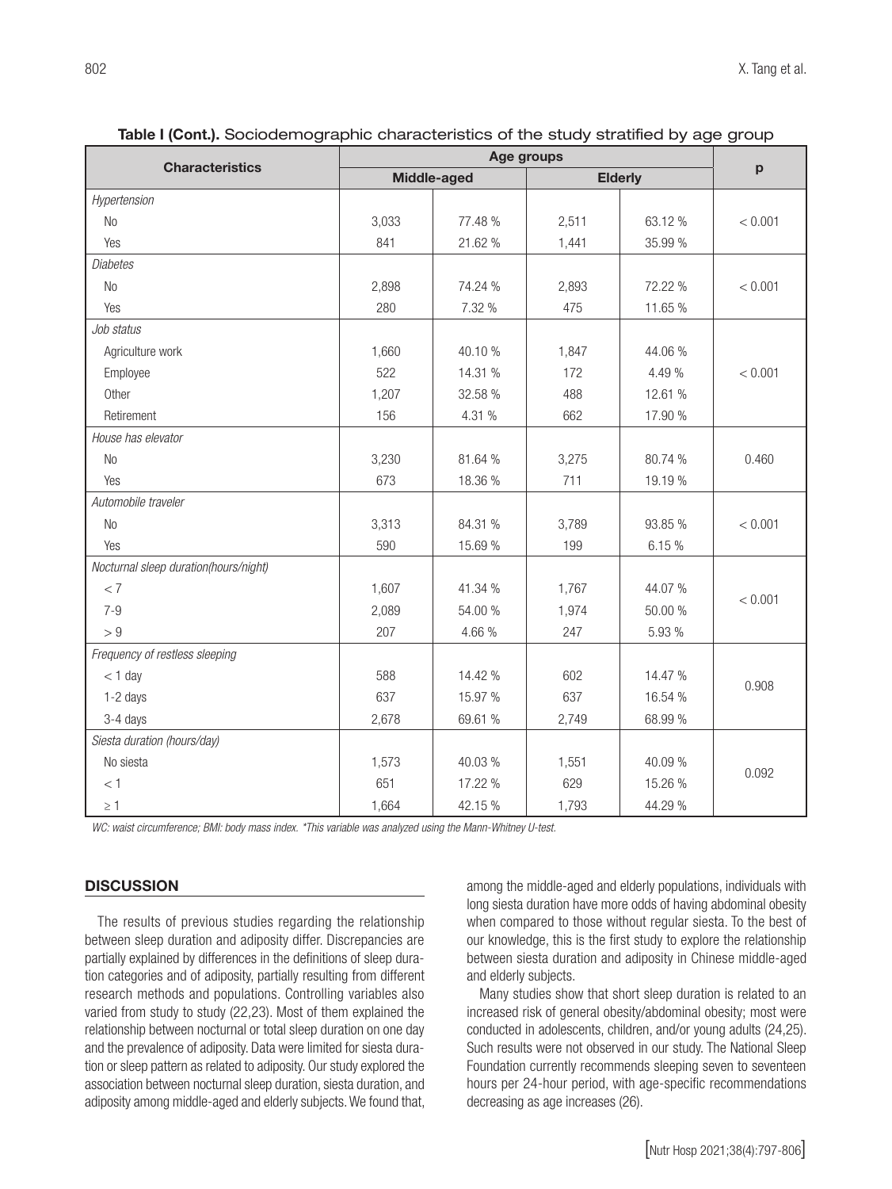**Table I (Cont.).** Sociodemographic characteristics of the study stratified by age group

| Characteristics | Age groups | | | | p |
|---|---|---|---|---|---|
| | Middle-aged | | Elderly | | |
| *Hypertension* | | | | | |
| No | 3,033 | 77.48 % | 2,511 | 63.12 % | < 0.001 |
| Yes | 841 | 21.62 % | 1,441 | 35.99 % | |
| *Diabetes* | | | | | |
| No | 2,898 | 74.24 % | 2,893 | 72.22 % | < 0.001 |
| Yes | 280 | 7.32 % | 475 | 11.65 % | |
| *Job status* | | | | | |
| Agriculture work | 1,660 | 40.10 % | 1,847 | 44.06 % | < 0.001 |
| Employee | 522 | 14.31 % | 172 | 4.49 % | |
| Other | 1,207 | 32.58 % | 488 | 12.61 % | |
| Retirement | 156 | 4.31 % | 662 | 17.90 % | |
| *House has elevator* | | | | | |
| No | 3,230 | 81.64 % | 3,275 | 80.74 % | 0.460 |
| Yes | 673 | 18.36 % | 711 | 19.19 % | |
| *Automobile traveler* | | | | | |
| No | 3,313 | 84.31 % | 3,789 | 93.85 % | < 0.001 |
| Yes | 590 | 15.69 % | 199 | 6.15 % | |
| *Nocturnal sleep duration(hours/night)* | | | | | |
| < 7 | 1,607 | 41.34 % | 1,767 | 44.07 % | < 0.001 |
| 7-9 | 2,089 | 54.00 % | 1,974 | 50.00 % | |
| > 9 | 207 | 4.66 % | 247 | 5.93 % | |
| *Frequency of restless sleeping* | | | | | |
| < 1 day | 588 | 14.42 % | 602 | 14.47 % | 0.908 |
| 1-2 days | 637 | 15.97 % | 637 | 16.54 % | |
| 3-4 days | 2,678 | 69.61 % | 2,749 | 68.99 % | |
| *Siesta duration (hours/day)* | | | | | |
| No siesta | 1,573 | 40.03 % | 1,551 | 40.09 % | 0.092 |
| < 1 | 651 | 17.22 % | 629 | 15.26 % | |
| ≥ 1 | 1,664 | 42.15 % | 1,793 | 44.29 % | |

*WC: waist circumference; BMI: body mass index. \*This variable was analyzed using the Mann-Whitney U-test.*

## DISCUSSION

The results of previous studies regarding the relationship between sleep duration and adiposity differ. Discrepancies are partially explained by differences in the definitions of sleep duration categories and of adiposity, partially resulting from different research methods and populations. Controlling variables also varied from study to study (22,23). Most of them explained the relationship between nocturnal or total sleep duration on one day and the prevalence of adiposity. Data were limited for siesta duration or sleep pattern as related to adiposity. Our study explored the association between nocturnal sleep duration, siesta duration, and adiposity among middle-aged and elderly subjects. We found that, among the middle-aged and elderly populations, individuals with long siesta duration have more odds of having abdominal obesity when compared to those without regular siesta. To the best of our knowledge, this is the first study to explore the relationship between siesta duration and adiposity in Chinese middle-aged and elderly subjects.

Many studies show that short sleep duration is related to an increased risk of general obesity/abdominal obesity; most were conducted in adolescents, children, and/or young adults (24,25). Such results were not observed in our study. The National Sleep Foundation currently recommends sleeping seven to seventeen hours per 24-hour period, with age-specific recommendations decreasing as age increases (26).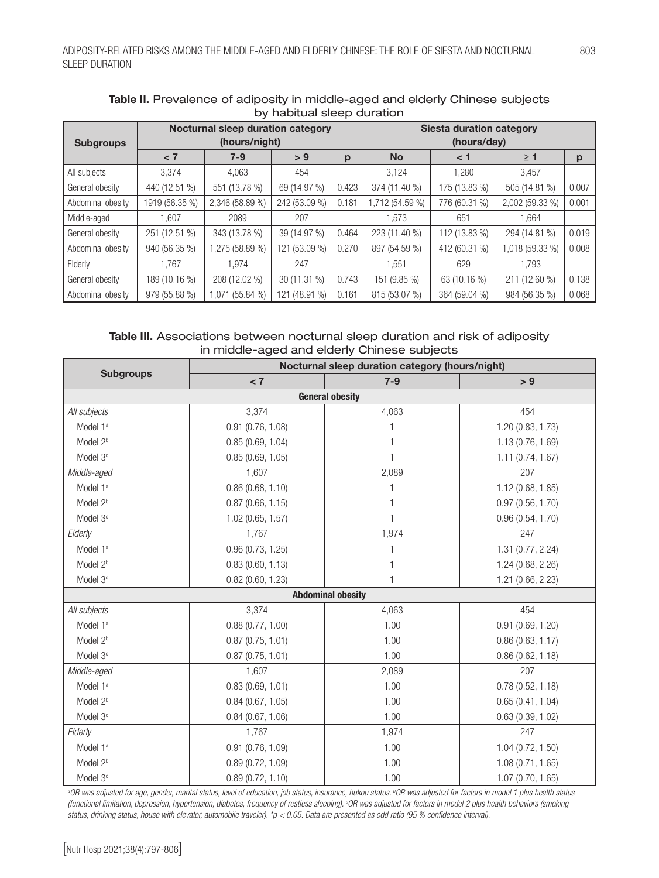**Table II.** Prevalence of adiposity in middle-aged and elderly Chinese subjects by habitual sleep duration

| Subgroups | Nocturnal sleep duration category (hours/night) | | | | Siesta duration category (hours/day) | | | |
|---|---|---|---|---|---|---|---|---|
| | < 7 | 7-9 | > 9 | p | No | < 1 | ≥ 1 | p |
| All subjects | 3,374 | 4,063 | 454 | | 3,124 | 1,280 | 3,457 | |
| General obesity | 440 (12.51 %) | 551 (13.78 %) | 69 (14.97 %) | 0.423 | 374 (11.40 %) | 175 (13.83 %) | 505 (14.81 %) | 0.007 |
| Abdominal obesity | 1919 (56.35 %) | 2,346 (58.89 %) | 242 (53.09 %) | 0.181 | 1,712 (54.59 %) | 776 (60.31 %) | 2,002 (59.33 %) | 0.001 |
| Middle-aged | 1,607 | 2089 | 207 | | 1,573 | 651 | 1,664 | |
| General obesity | 251 (12.51 %) | 343 (13.78 %) | 39 (14.97 %) | 0.464 | 223 (11.40 %) | 112 (13.83 %) | 294 (14.81 %) | 0.019 |
| Abdominal obesity | 940 (56.35 %) | 1,275 (58.89 %) | 121 (53.09 %) | 0.270 | 897 (54.59 %) | 412 (60.31 %) | 1,018 (59.33 %) | 0.008 |
| Elderly | 1,767 | 1,974 | 247 | | 1,551 | 629 | 1,793 | |
| General obesity | 189 (10.16 %) | 208 (12.02 %) | 30 (11.31 %) | 0.743 | 151 (9.85 %) | 63 (10.16 %) | 211 (12.60 %) | 0.138 |
| Abdominal obesity | 979 (55.88 %) | 1,071 (55.84 %) | 121 (48.91 %) | 0.161 | 815 (53.07 %) | 364 (59.04 %) | 984 (56.35 %) | 0.068 |

**Table III.** Associations between nocturnal sleep duration and risk of adiposity in middle-aged and elderly Chinese subjects

| Subgroups | Nocturnal sleep duration category (hours/night) | | |
|---|---|---|---|
| | < 7 | 7-9 | > 9 |
| **General obesity** | | | |
| *All subjects* | 3,374 | 4,063 | 454 |
| Model 1[a] | 0.91 (0.76, 1.08) | 1 | 1.20 (0.83, 1.73) |
| Model 2[b] | 0.85 (0.69, 1.04) | 1 | 1.13 (0.76, 1.69) |
| Model 3[c] | 0.85 (0.69, 1.05) | 1 | 1.11 (0.74, 1.67) |
| *Middle-aged* | 1,607 | 2,089 | 207 |
| Model 1[a] | 0.86 (0.68, 1.10) | 1 | 1.12 (0.68, 1.85) |
| Model 2[b] | 0.87 (0.66, 1.15) | 1 | 0.97 (0.56, 1.70) |
| Model 3[c] | 1.02 (0.65, 1.57) | 1 | 0.96 (0.54, 1.70) |
| *Elderly* | 1,767 | 1,974 | 247 |
| Model 1[a] | 0.96 (0.73, 1.25) | 1 | 1.31 (0.77, 2.24) |
| Model 2[b] | 0.83 (0.60, 1.13) | 1 | 1.24 (0.68, 2.26) |
| Model 3[c] | 0.82 (0.60, 1.23) | 1 | 1.21 (0.66, 2.23) |
| **Abdominal obesity** | | | |
| *All subjects* | 3,374 | 4,063 | 454 |
| Model 1[a] | 0.88 (0.77, 1.00) | 1.00 | 0.91 (0.69, 1.20) |
| Model 2[b] | 0.87 (0.75, 1.01) | 1.00 | 0.86 (0.63, 1.17) |
| Model 3[c] | 0.87 (0.75, 1.01) | 1.00 | 0.86 (0.62, 1.18) |
| *Middle-aged* | 1,607 | 2,089 | 207 |
| Model 1[a] | 0.83 (0.69, 1.01) | 1.00 | 0.78 (0.52, 1.18) |
| Model 2[b] | 0.84 (0.67, 1.05) | 1.00 | 0.65 (0.41, 1.04) |
| Model 3[c] | 0.84 (0.67, 1.06) | 1.00 | 0.63 (0.39, 1.02) |
| *Elderly* | 1,767 | 1,974 | 247 |
| Model 1[a] | 0.91 (0.76, 1.09) | 1.00 | 1.04 (0.72, 1.50) |
| Model 2[b] | 0.89 (0.72, 1.09) | 1.00 | 1.08 (0.71, 1.65) |
| Model 3[c] | 0.89 (0.72, 1.10) | 1.00 | 1.07 (0.70, 1.65) |

*[a]OR was adjusted for age, gender, marital status, level of education, job status, insurance, hukou status. [b]OR was adjusted for factors in model 1 plus health status (functional limitation, depression, hypertension, diabetes, frequency of restless sleeping). [c]OR was adjusted for factors in model 2 plus health behaviors (smoking status, drinking status, house with elevator, automobile traveler). \*$p < 0.05$. Data are presented as odd ratio (95 % confidence interval).*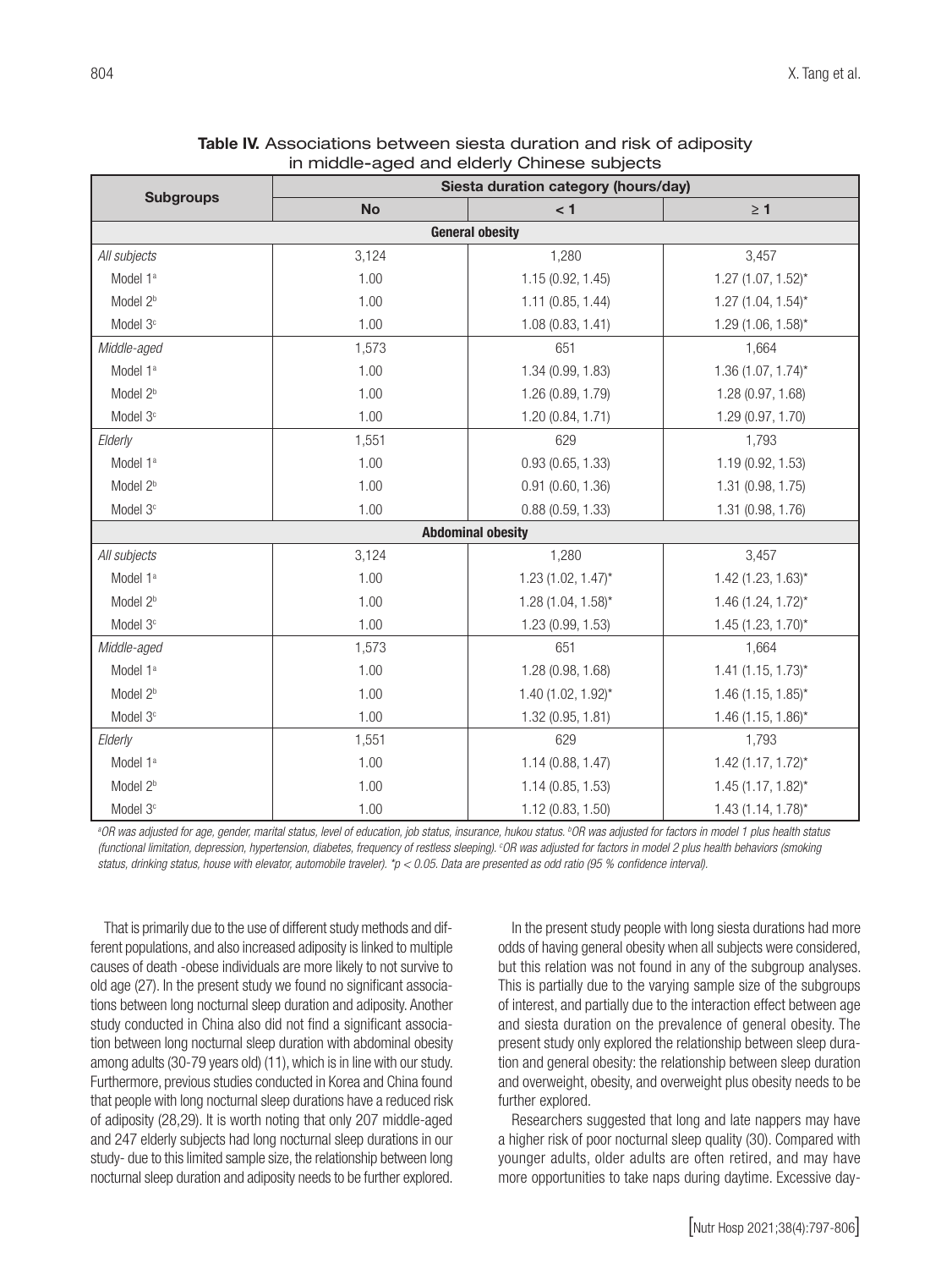**Table IV.** Associations between siesta duration and risk of adiposity in middle-aged and elderly Chinese subjects

| Subgroups | Siesta duration category (hours/day) | | |
|---|---|---|---|
| | **No** | **< 1** | **≥ 1** |
| **General obesity** | | | |
| *All subjects* | 3,124 | 1,280 | 3,457 |
| Model 1[a] | 1.00 | 1.15 (0.92, 1.45) | 1.27 (1.07, 1.52)* |
| Model 2[b] | 1.00 | 1.11 (0.85, 1.44) | 1.27 (1.04, 1.54)* |
| Model 3[c] | 1.00 | 1.08 (0.83, 1.41) | 1.29 (1.06, 1.58)* |
| *Middle-aged* | 1,573 | 651 | 1,664 |
| Model 1[a] | 1.00 | 1.34 (0.99, 1.83) | 1.36 (1.07, 1.74)* |
| Model 2[b] | 1.00 | 1.26 (0.89, 1.79) | 1.28 (0.97, 1.68) |
| Model 3[c] | 1.00 | 1.20 (0.84, 1.71) | 1.29 (0.97, 1.70) |
| *Elderly* | 1,551 | 629 | 1,793 |
| Model 1[a] | 1.00 | 0.93 (0.65, 1.33) | 1.19 (0.92, 1.53) |
| Model 2[b] | 1.00 | 0.91 (0.60, 1.36) | 1.31 (0.98, 1.75) |
| Model 3[c] | 1.00 | 0.88 (0.59, 1.33) | 1.31 (0.98, 1.76) |
| **Abdominal obesity** | | | |
| *All subjects* | 3,124 | 1,280 | 3,457 |
| Model 1[a] | 1.00 | 1.23 (1.02, 1.47)* | 1.42 (1.23, 1.63)* |
| Model 2[b] | 1.00 | 1.28 (1.04, 1.58)* | 1.46 (1.24, 1.72)* |
| Model 3[c] | 1.00 | 1.23 (0.99, 1.53) | 1.45 (1.23, 1.70)* |
| *Middle-aged* | 1,573 | 651 | 1,664 |
| Model 1[a] | 1.00 | 1.28 (0.98, 1.68) | 1.41 (1.15, 1.73)* |
| Model 2[b] | 1.00 | 1.40 (1.02, 1.92)* | 1.46 (1.15, 1.85)* |
| Model 3[c] | 1.00 | 1.32 (0.95, 1.81) | 1.46 (1.15, 1.86)* |
| *Elderly* | 1,551 | 629 | 1,793 |
| Model 1[a] | 1.00 | 1.14 (0.88, 1.47) | 1.42 (1.17, 1.72)* |
| Model 2[b] | 1.00 | 1.14 (0.85, 1.53) | 1.45 (1.17, 1.82)* |
| Model 3[c] | 1.00 | 1.12 (0.83, 1.50) | 1.43 (1.14, 1.78)* |

*[a]OR was adjusted for age, gender, marital status, level of education, job status, insurance, hukou status. [b]OR was adjusted for factors in model 1 plus health status (functional limitation, depression, hypertension, diabetes, frequency of restless sleeping). [c]OR was adjusted for factors in model 2 plus health behaviors (smoking status, drinking status, house with elevator, automobile traveler). *$p < 0.05$. Data are presented as odd ratio (95 % confidence interval).*

That is primarily due to the use of different study methods and different populations, and also increased adiposity is linked to multiple causes of death -obese individuals are more likely to not survive to old age (27). In the present study we found no significant associations between long nocturnal sleep duration and adiposity. Another study conducted in China also did not find a significant association between long nocturnal sleep duration with abdominal obesity among adults (30-79 years old) (11), which is in line with our study. Furthermore, previous studies conducted in Korea and China found that people with long nocturnal sleep durations have a reduced risk of adiposity (28,29). It is worth noting that only 207 middle-aged and 247 elderly subjects had long nocturnal sleep durations in our study- due to this limited sample size, the relationship between long nocturnal sleep duration and adiposity needs to be further explored.

In the present study people with long siesta durations had more odds of having general obesity when all subjects were considered, but this relation was not found in any of the subgroup analyses. This is partially due to the varying sample size of the subgroups of interest, and partially due to the interaction effect between age and siesta duration on the prevalence of general obesity. The present study only explored the relationship between sleep duration and general obesity: the relationship between sleep duration and overweight, obesity, and overweight plus obesity needs to be further explored.

Researchers suggested that long and late nappers may have a higher risk of poor nocturnal sleep quality (30). Compared with younger adults, older adults are often retired, and may have more opportunities to take naps during daytime. Excessive day-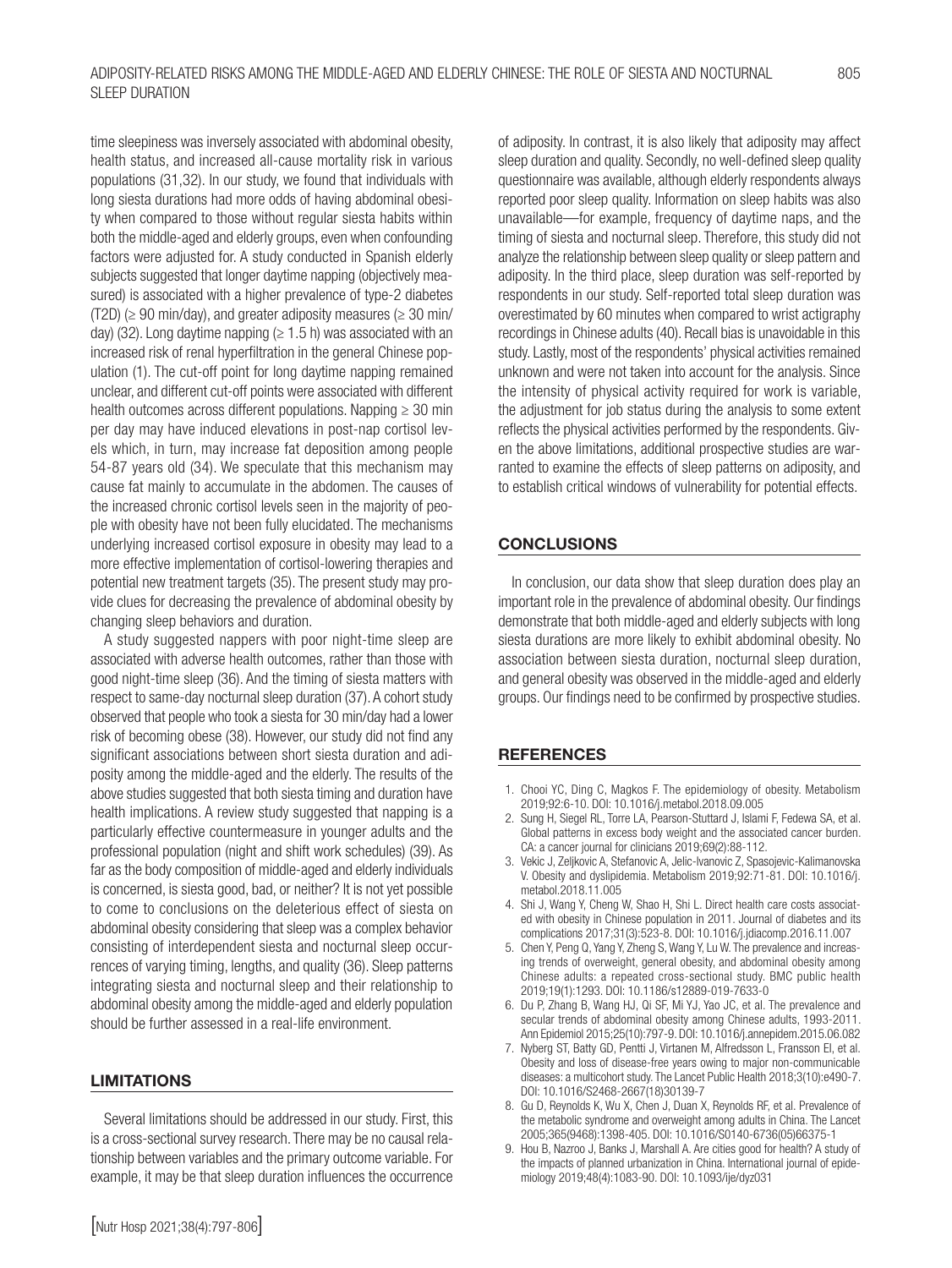time sleepiness was inversely associated with abdominal obesity, health status, and increased all-cause mortality risk in various populations (31,32). In our study, we found that individuals with long siesta durations had more odds of having abdominal obesity when compared to those without regular siesta habits within both the middle-aged and elderly groups, even when confounding factors were adjusted for. A study conducted in Spanish elderly subjects suggested that longer daytime napping (objectively measured) is associated with a higher prevalence of type-2 diabetes (T2D) ($\geq$ 90 min/day), and greater adiposity measures ($\geq$ 30 min/day) (32). Long daytime napping ($\geq$ 1.5 h) was associated with an increased risk of renal hyperfiltration in the general Chinese population (1). The cut-off point for long daytime napping remained unclear, and different cut-off points were associated with different health outcomes across different populations. Napping $\geq$ 30 min per day may have induced elevations in post-nap cortisol levels which, in turn, may increase fat deposition among people 54-87 years old (34). We speculate that this mechanism may cause fat mainly to accumulate in the abdomen. The causes of the increased chronic cortisol levels seen in the majority of people with obesity have not been fully elucidated. The mechanisms underlying increased cortisol exposure in obesity may lead to a more effective implementation of cortisol-lowering therapies and potential new treatment targets (35). The present study may provide clues for decreasing the prevalence of abdominal obesity by changing sleep behaviors and duration.

A study suggested nappers with poor night-time sleep are associated with adverse health outcomes, rather than those with good night-time sleep (36). And the timing of siesta matters with respect to same-day nocturnal sleep duration (37). A cohort study observed that people who took a siesta for 30 min/day had a lower risk of becoming obese (38). However, our study did not find any significant associations between short siesta duration and adiposity among the middle-aged and the elderly. The results of the above studies suggested that both siesta timing and duration have health implications. A review study suggested that napping is a particularly effective countermeasure in younger adults and the professional population (night and shift work schedules) (39). As far as the body composition of middle-aged and elderly individuals is concerned, is siesta good, bad, or neither? It is not yet possible to come to conclusions on the deleterious effect of siesta on abdominal obesity considering that sleep was a complex behavior consisting of interdependent siesta and nocturnal sleep occurrences of varying timing, lengths, and quality (36). Sleep patterns integrating siesta and nocturnal sleep and their relationship to abdominal obesity among the middle-aged and elderly population should be further assessed in a real-life environment.

## LIMITATIONS

Several limitations should be addressed in our study. First, this is a cross-sectional survey research. There may be no causal relationship between variables and the primary outcome variable. For example, it may be that sleep duration influences the occurrence of adiposity. In contrast, it is also likely that adiposity may affect sleep duration and quality. Secondly, no well-defined sleep quality questionnaire was available, although elderly respondents always reported poor sleep quality. Information on sleep habits was also unavailable—for example, frequency of daytime naps, and the timing of siesta and nocturnal sleep. Therefore, this study did not analyze the relationship between sleep quality or sleep pattern and adiposity. In the third place, sleep duration was self-reported by respondents in our study. Self-reported total sleep duration was overestimated by 60 minutes when compared to wrist actigraphy recordings in Chinese adults (40). Recall bias is unavoidable in this study. Lastly, most of the respondents' physical activities remained unknown and were not taken into account for the analysis. Since the intensity of physical activity required for work is variable, the adjustment for job status during the analysis to some extent reflects the physical activities performed by the respondents. Given the above limitations, additional prospective studies are warranted to examine the effects of sleep patterns on adiposity, and to establish critical windows of vulnerability for potential effects.

## CONCLUSIONS

In conclusion, our data show that sleep duration does play an important role in the prevalence of abdominal obesity. Our findings demonstrate that both middle-aged and elderly subjects with long siesta durations are more likely to exhibit abdominal obesity. No association between siesta duration, nocturnal sleep duration, and general obesity was observed in the middle-aged and elderly groups. Our findings need to be confirmed by prospective studies.

## REFERENCES

1. Chooi YC, Ding C, Magkos F. The epidemiology of obesity. Metabolism 2019;92:6-10. DOI: 10.1016/j.metabol.2018.09.005
2. Sung H, Siegel RL, Torre LA, Pearson-Stuttard J, Islami F, Fedewa SA, et al. Global patterns in excess body weight and the associated cancer burden. CA: a cancer journal for clinicians 2019;69(2):88-112.
3. Vekic J, Zeljkovic A, Stefanovic A, Jelic-Ivanovic Z, Spasojevic-Kalimanovska V. Obesity and dyslipidemia. Metabolism 2019;92:71-81. DOI: 10.1016/j.metabol.2018.11.005
4. Shi J, Wang Y, Cheng W, Shao H, Shi L. Direct health care costs associated with obesity in Chinese population in 2011. Journal of diabetes and its complications 2017;31(3):523-8. DOI: 10.1016/j.jdiacomp.2016.11.007
5. Chen Y, Peng Q, Yang Y, Zheng S, Wang Y, Lu W. The prevalence and increasing trends of overweight, general obesity, and abdominal obesity among Chinese adults: a repeated cross-sectional study. BMC public health 2019;19(1):1293. DOI: 10.1186/s12889-019-7633-0
6. Du P, Zhang B, Wang HJ, Qi SF, Mi YJ, Yao JC, et al. The prevalence and secular trends of abdominal obesity among Chinese adults, 1993-2011. Ann Epidemiol 2015;25(10):797-9. DOI: 10.1016/j.annepidem.2015.06.082
7. Nyberg ST, Batty GD, Pentti J, Virtanen M, Alfredsson L, Fransson EI, et al. Obesity and loss of disease-free years owing to major non-communicable diseases: a multicohort study. The Lancet Public Health 2018;3(10):e490-7. DOI: 10.1016/S2468-2667(18)30139-7
8. Gu D, Reynolds K, Wu X, Chen J, Duan X, Reynolds RF, et al. Prevalence of the metabolic syndrome and overweight among adults in China. The Lancet 2005;365(9468):1398-405. DOI: 10.1016/S0140-6736(05)66375-1
9. Hou B, Nazroo J, Banks J, Marshall A. Are cities good for health? A study of the impacts of planned urbanization in China. International journal of epidemiology 2019;48(4):1083-90. DOI: 10.1093/ije/dyz031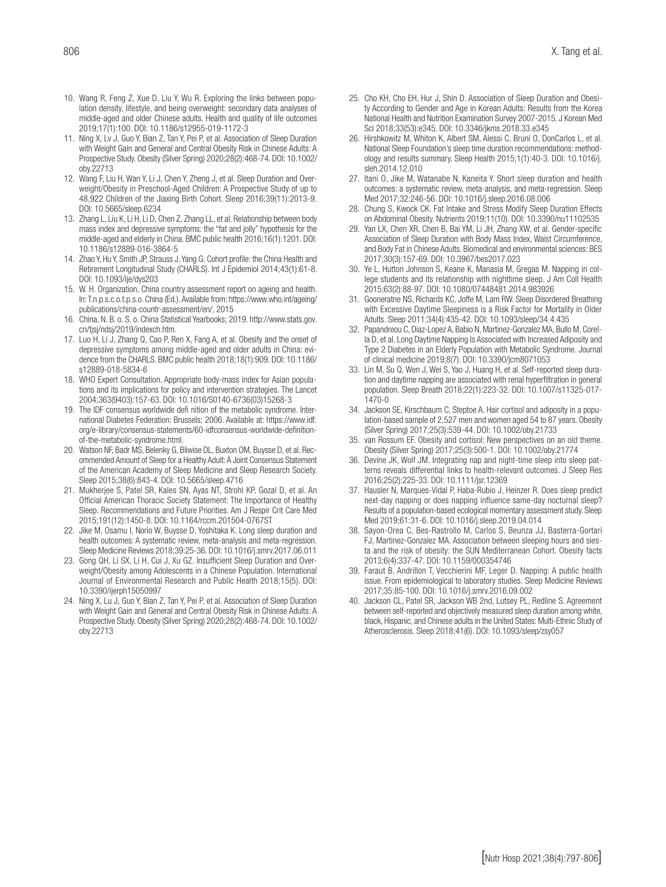10. Wang R, Feng Z, Xue D, Liu Y, Wu R. Exploring the links between population density, lifestyle, and being overweight: secondary data analyses of middle-aged and older Chinese adults. Health and quality of life outcomes 2019;17(1):100. DOI: 10.1186/s12955-019-1172-3
11. Ning X, Lv J, Guo Y, Bian Z, Tan Y, Pei P, et al. Association of Sleep Duration with Weight Gain and General and Central Obesity Risk in Chinese Adults: A Prospective Study. Obesity (Silver Spring) 2020;28(2):468-74. DOI: 10.1002/oby.22713
12. Wang F, Liu H, Wan Y, Li J, Chen Y, Zheng J, et al. Sleep Duration and Overweight/Obesity in Preschool-Aged Children: A Prospective Study of up to 48,922 Children of the Jiaxing Birth Cohort. Sleep 2016;39(11):2013-9. DOI: 10.5665/sleep.6234
13. Zhang L, Liu K, Li H, Li D, Chen Z, Zhang LL, et al. Relationship between body mass index and depressive symptoms: the "fat and jolly" hypothesis for the middle-aged and elderly in China. BMC public health 2016;16(1):1201. DOI: 10.1186/s12889-016-3864-5
14. Zhao Y, Hu Y, Smith JP, Strauss J, Yang G. Cohort profile: the China Health and Retirement Longitudinal Study (CHARLS). Int J Epidemiol 2014;43(1):61-8. DOI: 10.1093/ije/dys203
15. W. H. Organization, China country assessment report on ageing and health. In: T.n.p.s.c.o.t.p.s.o. China (Ed.). Available from: https://www.who.int/ageing/publications/china-countr-assessment/en/, 2015
16. China, N. B. o. S. o. China Statistical Yearbooks; 2019. http://www.stats.gov.cn/tjsj/ndsj/2019/indexch.htm.
17. Luo H, Li J, Zhang Q, Cao P, Ren X, Fang A, et al. Obesity and the onset of depressive symptoms among middle-aged and older adults in China: evidence from the CHARLS. BMC public health 2018;18(1):909. DOI: 10.1186/s12889-018-5834-6
18. WHO Expert Consultation. Appropriate body-mass index for Asian populations and its implications for policy and intervention strategies. The Lancet 2004;363(9403):157-63. DOI: 10.1016/S0140-6736(03)15268-3
19. The IDF consensus worldwide defi nition of the metabolic syndrome. International Diabetes Federation: Brussels; 2006. Available at: https://www.idf.org/e-library/consensus-statements/60-idfconsensus-worldwide-definition-of-the-metabolic-syndrome.html.
20. Watson NF, Badr MS, Belenky G, Bliwise DL, Buxton OM, Buysse D, et al. Recommended Amount of Sleep for a Healthy Adult: A Joint Consensus Statement of the American Academy of Sleep Medicine and Sleep Research Society. Sleep 2015;38(6):843-4. DOI: 10.5665/sleep.4716
21. Mukherjee S, Patel SR, Kales SN, Ayas NT, Strohl KP, Gozal D, et al. An Official American Thoracic Society Statement: The Importance of Healthy Sleep. Recommendations and Future Priorities. Am J Respir Crit Care Med 2015;191(12):1450-8. DOI: 10.1164/rccm.201504-0767ST
22. Jike M, Osamu I, Norio W, Buysse D, Yoshitaka K. Long sleep duration and health outcomes: A systematic review, meta-analysis and meta-regression. Sleep Medicine Reviews 2018;39:25-36. DOI: 10.1016/j.smrv.2017.06.011
23. Gong QH, Li SX, Li H, Cui J, Xu GZ. Insufficient Sleep Duration and Overweight/Obesity among Adolescents in a Chinese Population. International Journal of Environmental Research and Public Health 2018;15(5). DOI: 10.3390/ijerph15050997
24. Ning X, Lu J, Guo Y, Bian Z, Tan Y, Pei P, et al. Association of Sleep Duration with Weight Gain and General and Central Obesity Risk in Chinese Adults: A Prospective Study. Obesity (Silver Spring) 2020;28(2):468-74. DOI: 10.1002/oby.22713
25. Cho KH, Cho EH, Hur J, Shin D. Association of Sleep Duration and Obesity According to Gender and Age in Korean Adults: Results from the Korea National Health and Nutrition Examination Survey 2007-2015. J Korean Med Sci 2018;33(53):e345. DOI: 10.3346/jkms.2018.33.e345
26. Hirshkowitz M, Whiton K, Albert SM, Alessi C, Bruni O, DonCarlos L, et al. National Sleep Foundation's sleep time duration recommendations: methodology and results summary. Sleep Health 2015;1(1):40-3. DOI: 10.1016/j.sleh.2014.12.010
27. Itani O, Jike M, Watanabe N, Kaneita Y. Short sleep duration and health outcomes: a systematic review, meta-analysis, and meta-regression. Sleep Med 2017;32:246-56. DOI: 10.1016/j.sleep.2016.08.006
28. Chung S, Kwock CK. Fat Intake and Stress Modify Sleep Duration Effects on Abdominal Obesity. Nutrients 2019;11(10). DOI: 10.3390/nu11102535
29. Yan LX, Chen XR, Chen B, Bai YM, Li JH, Zhang XW, et al. Gender-specific Association of Sleep Duration with Body Mass Index, Waist Circumference, and Body Fat in Chinese Adults. Biomedical and environmental sciences: BES 2017;30(3):157-69. DOI: 10.3967/bes2017.023
30. Ye L, Hutton Johnson S, Keane K, Manasia M, Gregas M. Napping in college students and its relationship with nighttime sleep. J Am Coll Health 2015;63(2):88-97. DOI: 10.1080/07448481.2014.983926
31. Gooneratne NS, Richards KC, Joffe M, Lam RW. Sleep Disordered Breathing with Excessive Daytime Sleepiness is a Risk Factor for Mortality in Older Adults. Sleep 2011;34(4):435-42. DOI: 10.1093/sleep/34.4.435
32. Papandreou C, Diaz-Lopez A, Babio N, Martinez-Gonzalez MA, Bullo M, Corella D, et al. Long Daytime Napping Is Associated with Increased Adiposity and Type 2 Diabetes in an Elderly Population with Metabolic Syndrome. Journal of clinical medicine 2019;8(7). DOI: 10.3390/jcm8071053
33. Lin M, Su Q, Wen J, Wei S, Yao J, Huang H, et al. Self-reported sleep duration and daytime napping are associated with renal hyperfiltration in general population. Sleep Breath 2018;22(1):223-32. DOI: 10.1007/s11325-017-1470-0
34. Jackson SE, Kirschbaum C, Steptoe A. Hair cortisol and adiposity in a population-based sample of 2,527 men and women aged 54 to 87 years. Obesity (Silver Spring) 2017;25(3):539-44. DOI: 10.1002/oby.21733
35. van Rossum EF. Obesity and cortisol: New perspectives on an old theme. Obesity (Silver Spring) 2017;25(3):500-1. DOI: 10.1002/oby.21774
36. Devine JK, Wolf JM. Integrating nap and night-time sleep into sleep patterns reveals differential links to health-relevant outcomes. J Sleep Res 2016;25(2):225-33. DOI: 10.1111/jsr.12369
37. Hausler N, Marques-Vidal P, Haba-Rubio J, Heinzer R. Does sleep predict next-day napping or does napping influence same-day nocturnal sleep? Results of a population-based ecological momentary assessment study. Sleep Med 2019;61:31-6. DOI: 10.1016/j.sleep.2019.04.014
38. Sayon-Orea C, Bes-Rastrollo M, Carlos S, Beunza JJ, Basterra-Gortari FJ, Martinez-Gonzalez MA. Association between sleeping hours and siesta and the risk of obesity: the SUN Mediterranean Cohort. Obesity facts 2013;6(4):337-47. DOI: 10.1159/000354746
39. Faraut B, Andrillon T, Vecchierini MF, Leger D. Napping: A public health issue. From epidemiological to laboratory studies. Sleep Medicine Reviews 2017;35:85-100. DOI: 10.1016/j.smrv.2016.09.002
40. Jackson CL, Patel SR, Jackson WB 2nd, Lutsey PL, Redline S. Agreement between self-reported and objectively measured sleep duration among white, black, Hispanic, and Chinese adults in the United States: Multi-Ethnic Study of Atherosclerosis. Sleep 2018;41(6). DOI: 10.1093/sleep/zsy057